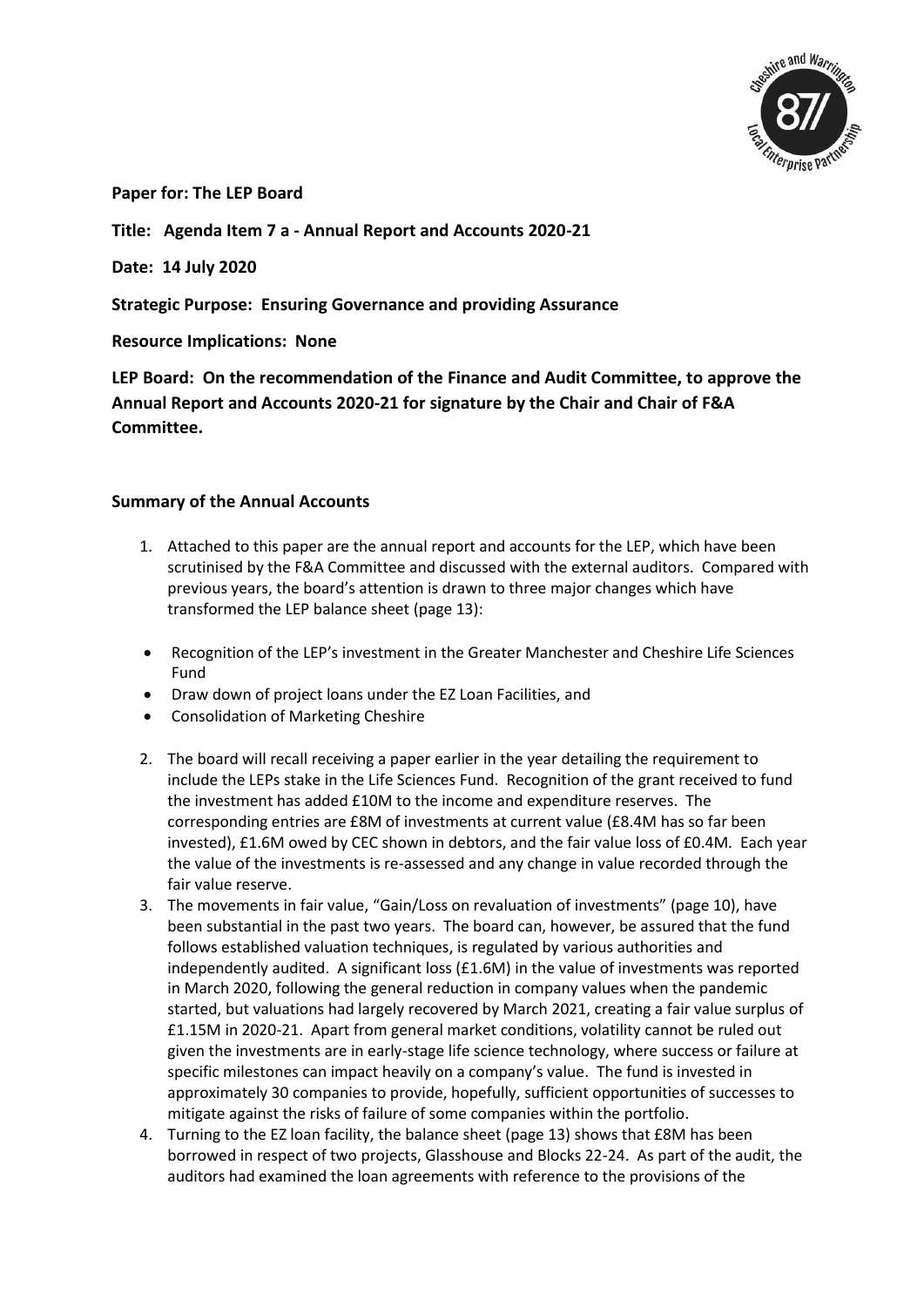**Paper for: The LEP Board**

**Title: Agenda Item 7 a - Annual Report and Accounts 2020-21**

**Date: 14 July 2020**

**Strategic Purpose: Ensuring Governance and providing Assurance**

**Resource Implications: None**

**LEP Board: On the recommendation of the Finance and Audit Committee, to approve the Annual Report and Accounts 2020-21 for signature by the Chair and Chair of F&A Committee.**

**Summary of the Annual Accounts**

1. Attached to this paper are the annual report and accounts for the LEP, which have been scrutinised by the F&A Committee and discussed with the external auditors. Compared with previous years, the board's attention is drawn to three major changes which have transformed the LEP balance sheet (page 13):

- Recognition of the LEP's investment in the Greater Manchester and Cheshire Life Sciences Fund
- Draw down of project loans under the EZ Loan Facilities, and
- Consolidation of Marketing Cheshire

2. The board will recall receiving a paper earlier in the year detailing the requirement to include the LEPs stake in the Life Sciences Fund. Recognition of the grant received to fund the investment has added £10M to the income and expenditure reserves. The corresponding entries are £8M of investments at current value (£8.4M has so far been invested), £1.6M owed by CEC shown in debtors, and the fair value loss of £0.4M. Each year the value of the investments is re-assessed and any change in value recorded through the fair value reserve.
3. The movements in fair value, "Gain/Loss on revaluation of investments" (page 10), have been substantial in the past two years. The board can, however, be assured that the fund follows established valuation techniques, is regulated by various authorities and independently audited. A significant loss (£1.6M) in the value of investments was reported in March 2020, following the general reduction in company values when the pandemic started, but valuations had largely recovered by March 2021, creating a fair value surplus of £1.15M in 2020-21. Apart from general market conditions, volatility cannot be ruled out given the investments are in early-stage life science technology, where success or failure at specific milestones can impact heavily on a company's value. The fund is invested in approximately 30 companies to provide, hopefully, sufficient opportunities of successes to mitigate against the risks of failure of some companies within the portfolio.
4. Turning to the EZ loan facility, the balance sheet (page 13) shows that £8M has been borrowed in respect of two projects, Glasshouse and Blocks 22-24. As part of the audit, the auditors had examined the loan agreements with reference to the provisions of the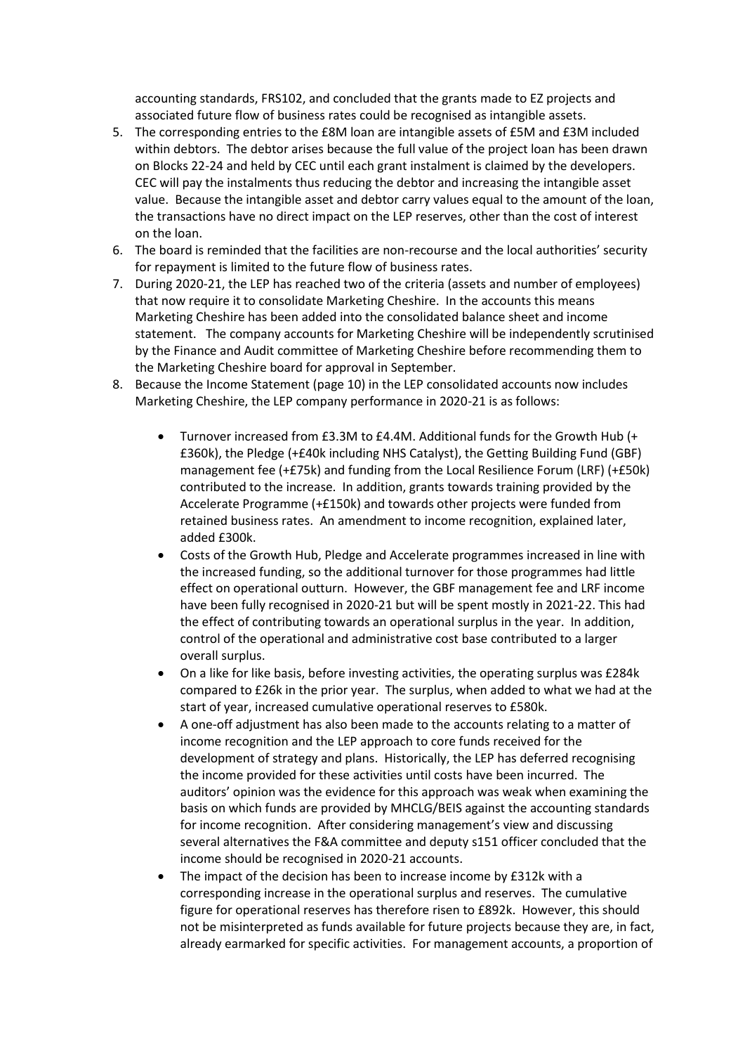accounting standards, FRS102, and concluded that the grants made to EZ projects and associated future flow of business rates could be recognised as intangible assets.

5. The corresponding entries to the £8M loan are intangible assets of £5M and £3M included within debtors. The debtor arises because the full value of the project loan has been drawn on Blocks 22-24 and held by CEC until each grant instalment is claimed by the developers. CEC will pay the instalments thus reducing the debtor and increasing the intangible asset value. Because the intangible asset and debtor carry values equal to the amount of the loan, the transactions have no direct impact on the LEP reserves, other than the cost of interest on the loan.
6. The board is reminded that the facilities are non-recourse and the local authorities' security for repayment is limited to the future flow of business rates.
7. During 2020-21, the LEP has reached two of the criteria (assets and number of employees) that now require it to consolidate Marketing Cheshire. In the accounts this means Marketing Cheshire has been added into the consolidated balance sheet and income statement. The company accounts for Marketing Cheshire will be independently scrutinised by the Finance and Audit committee of Marketing Cheshire before recommending them to the Marketing Cheshire board for approval in September.
8. Because the Income Statement (page 10) in the LEP consolidated accounts now includes Marketing Cheshire, the LEP company performance in 2020-21 is as follows:

   - Turnover increased from £3.3M to £4.4M. Additional funds for the Growth Hub (+ £360k), the Pledge (+£40k including NHS Catalyst), the Getting Building Fund (GBF) management fee (+£75k) and funding from the Local Resilience Forum (LRF) (+£50k) contributed to the increase. In addition, grants towards training provided by the Accelerate Programme (+£150k) and towards other projects were funded from retained business rates. An amendment to income recognition, explained later, added £300k.
   - Costs of the Growth Hub, Pledge and Accelerate programmes increased in line with the increased funding, so the additional turnover for those programmes had little effect on operational outturn. However, the GBF management fee and LRF income have been fully recognised in 2020-21 but will be spent mostly in 2021-22. This had the effect of contributing towards an operational surplus in the year. In addition, control of the operational and administrative cost base contributed to a larger overall surplus.
   - On a like for like basis, before investing activities, the operating surplus was £284k compared to £26k in the prior year. The surplus, when added to what we had at the start of year, increased cumulative operational reserves to £580k.
   - A one-off adjustment has also been made to the accounts relating to a matter of income recognition and the LEP approach to core funds received for the development of strategy and plans. Historically, the LEP has deferred recognising the income provided for these activities until costs have been incurred. The auditors' opinion was the evidence for this approach was weak when examining the basis on which funds are provided by MHCLG/BEIS against the accounting standards for income recognition. After considering management's view and discussing several alternatives the F&A committee and deputy s151 officer concluded that the income should be recognised in 2020-21 accounts.
   - The impact of the decision has been to increase income by £312k with a corresponding increase in the operational surplus and reserves. The cumulative figure for operational reserves has therefore risen to £892k. However, this should not be misinterpreted as funds available for future projects because they are, in fact, already earmarked for specific activities. For management accounts, a proportion of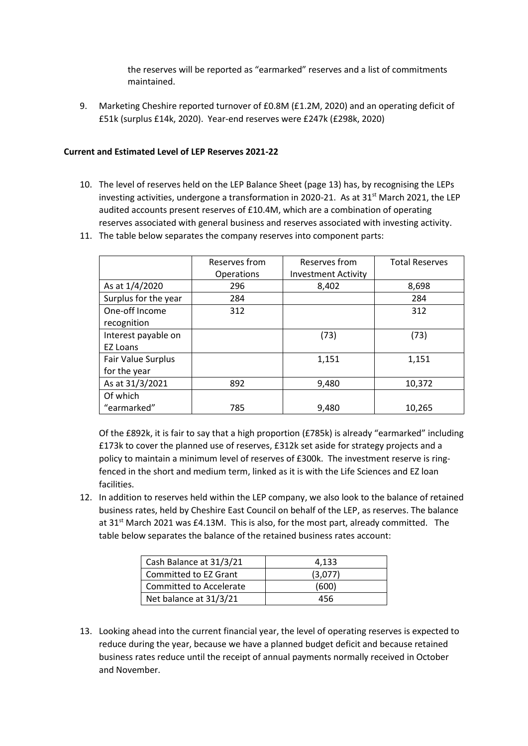the reserves will be reported as "earmarked" reserves and a list of commitments maintained.

9. Marketing Cheshire reported turnover of £0.8M (£1.2M, 2020) and an operating deficit of £51k (surplus £14k, 2020). Year-end reserves were £247k (£298k, 2020)

**Current and Estimated Level of LEP Reserves 2021-22**

10. The level of reserves held on the LEP Balance Sheet (page 13) has, by recognising the LEPs investing activities, undergone a transformation in 2020-21. As at 31st March 2021, the LEP audited accounts present reserves of £10.4M, which are a combination of operating reserves associated with general business and reserves associated with investing activity.
11. The table below separates the company reserves into component parts:

| | Reserves from Operations | Reserves from Investment Activity | Total Reserves |
|---|---|---|---|
| As at 1/4/2020 | 296 | 8,402 | 8,698 |
| Surplus for the year | 284 | | 284 |
| One-off Income recognition | 312 | | 312 |
| Interest payable on EZ Loans | | (73) | (73) |
| Fair Value Surplus for the year | | 1,151 | 1,151 |
| As at 31/3/2021 | 892 | 9,480 | 10,372 |
| Of which "earmarked" | 785 | 9,480 | 10,265 |

Of the £892k, it is fair to say that a high proportion (£785k) is already "earmarked" including £173k to cover the planned use of reserves, £312k set aside for strategy projects and a policy to maintain a minimum level of reserves of £300k. The investment reserve is ring-fenced in the short and medium term, linked as it is with the Life Sciences and EZ loan facilities.

12. In addition to reserves held within the LEP company, we also look to the balance of retained business rates, held by Cheshire East Council on behalf of the LEP, as reserves. The balance at 31st March 2021 was £4.13M. This is also, for the most part, already committed. The table below separates the balance of the retained business rates account:

| | |
|---|---|
| Cash Balance at 31/3/21 | 4,133 |
| Committed to EZ Grant | (3,077) |
| Committed to Accelerate | (600) |
| Net balance at 31/3/21 | 456 |

13. Looking ahead into the current financial year, the level of operating reserves is expected to reduce during the year, because we have a planned budget deficit and because retained business rates reduce until the receipt of annual payments normally received in October and November.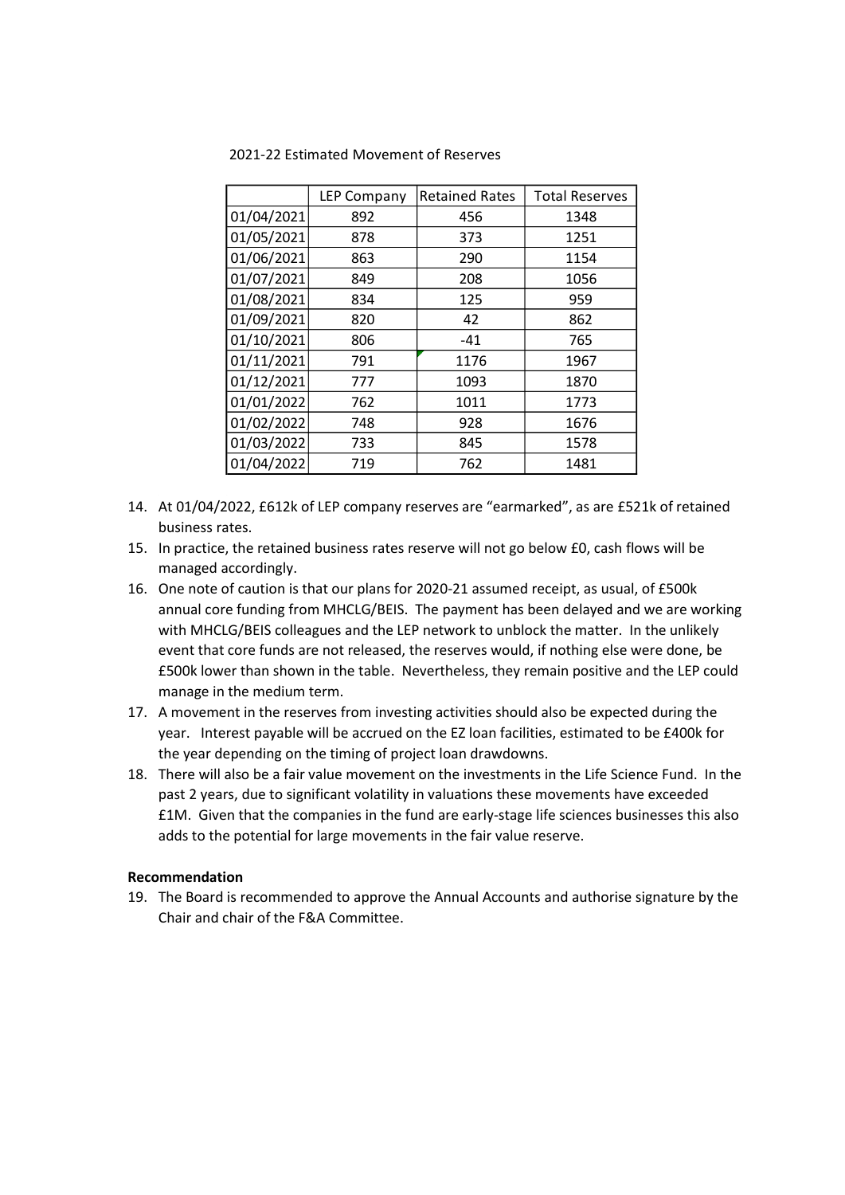2021-22 Estimated Movement of Reserves

| | LEP Company | Retained Rates | Total Reserves |
|---|---|---|---|
| 01/04/2021 | 892 | 456 | 1348 |
| 01/05/2021 | 878 | 373 | 1251 |
| 01/06/2021 | 863 | 290 | 1154 |
| 01/07/2021 | 849 | 208 | 1056 |
| 01/08/2021 | 834 | 125 | 959 |
| 01/09/2021 | 820 | 42 | 862 |
| 01/10/2021 | 806 | -41 | 765 |
| 01/11/2021 | 791 | 1176 | 1967 |
| 01/12/2021 | 777 | 1093 | 1870 |
| 01/01/2022 | 762 | 1011 | 1773 |
| 01/02/2022 | 748 | 928 | 1676 |
| 01/03/2022 | 733 | 845 | 1578 |
| 01/04/2022 | 719 | 762 | 1481 |

14. At 01/04/2022, £612k of LEP company reserves are "earmarked", as are £521k of retained business rates.
15. In practice, the retained business rates reserve will not go below £0, cash flows will be managed accordingly.
16. One note of caution is that our plans for 2020-21 assumed receipt, as usual, of £500k annual core funding from MHCLG/BEIS. The payment has been delayed and we are working with MHCLG/BEIS colleagues and the LEP network to unblock the matter. In the unlikely event that core funds are not released, the reserves would, if nothing else were done, be £500k lower than shown in the table. Nevertheless, they remain positive and the LEP could manage in the medium term.
17. A movement in the reserves from investing activities should also be expected during the year. Interest payable will be accrued on the EZ loan facilities, estimated to be £400k for the year depending on the timing of project loan drawdowns.
18. There will also be a fair value movement on the investments in the Life Science Fund. In the past 2 years, due to significant volatility in valuations these movements have exceeded £1M. Given that the companies in the fund are early-stage life sciences businesses this also adds to the potential for large movements in the fair value reserve.

**Recommendation**

19. The Board is recommended to approve the Annual Accounts and authorise signature by the Chair and chair of the F&A Committee.